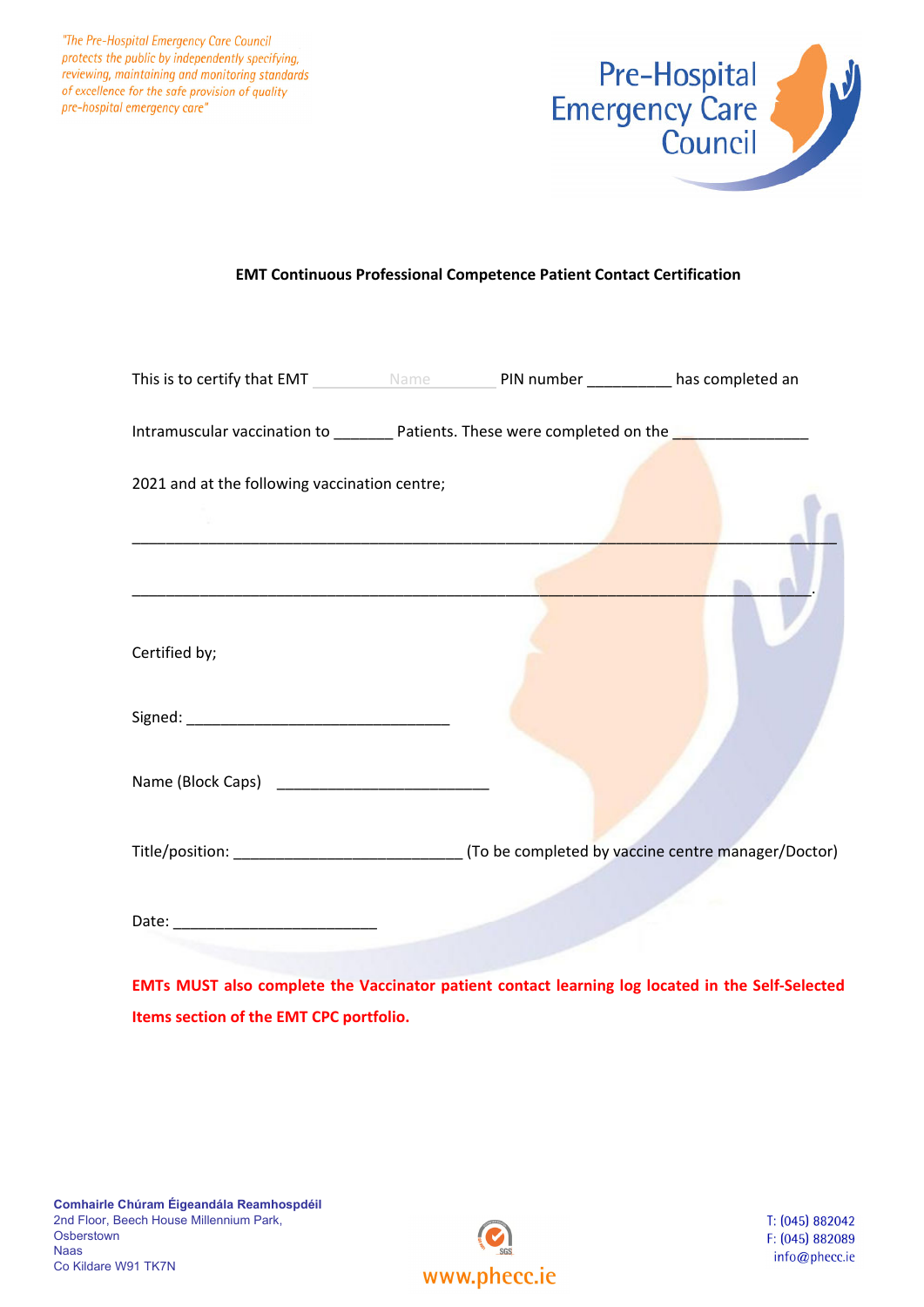"The Pre-Hospital Emergency Care Council protects the public by independently specifying, reviewing, maintaining and monitoring standards of excellence for the safe provision of quality pre-hospital emergency care"

Pre-Hospital Emergency Care Council

**EMT Continuous Professional Competence Patient Contact Certification**

This is to certify that EMT ___________Name___________ PIN number __________ has completed an

Intramuscular vaccination to _______ Patients. These were completed on the ________________

2021 and at the following vaccination centre;

_____________________________________________________________________________________

____________________________________________________________________________________.

Certified by;

Signed: ________________________________

Name (Block Caps) __________________________

Title/position: ____________________________ (To be completed by vaccine centre manager/Doctor)

Date: _________________________

**EMTs MUST also complete the Vaccinator patient contact learning log located in the Self-Selected Items section of the EMT CPC portfolio.**

**Comhairle Chúram Éigeandála Reamhospdéil**
2nd Floor, Beech House Millennium Park,
Osberstown
Naas
Co Kildare W91 TK7N

www.phecc.ie

T: (045) 882042
F: (045) 882089
info@phecc.ie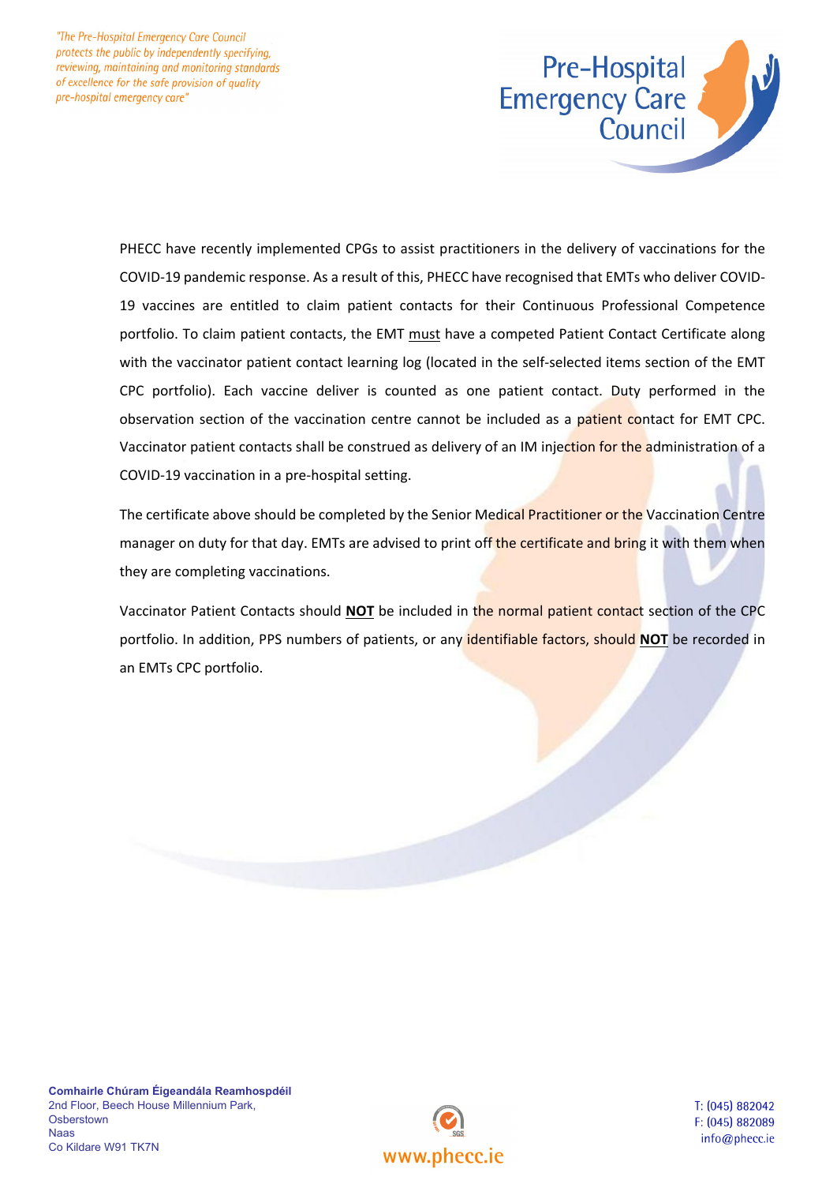PHECC have recently implemented CPGs to assist practitioners in the delivery of vaccinations for the COVID-19 pandemic response. As a result of this, PHECC have recognised that EMTs who deliver COVID-19 vaccines are entitled to claim patient contacts for their Continuous Professional Competence portfolio. To claim patient contacts, the EMT <u>must</u> have a competed Patient Contact Certificate along with the vaccinator patient contact learning log (located in the self-selected items section of the EMT CPC portfolio). Each vaccine deliver is counted as one patient contact. Duty performed in the observation section of the vaccination centre cannot be included as a patient contact for EMT CPC. Vaccinator patient contacts shall be construed as delivery of an IM injection for the administration of a COVID-19 vaccination in a pre-hospital setting.

The certificate above should be completed by the Senior Medical Practitioner or the Vaccination Centre manager on duty for that day. EMTs are advised to print off the certificate and bring it with them when they are completing vaccinations.

Vaccinator Patient Contacts should **<u>NOT</u>** be included in the normal patient contact section of the CPC portfolio. In addition, PPS numbers of patients, or any identifiable factors, should **<u>NOT</u>** be recorded in an EMTs CPC portfolio.